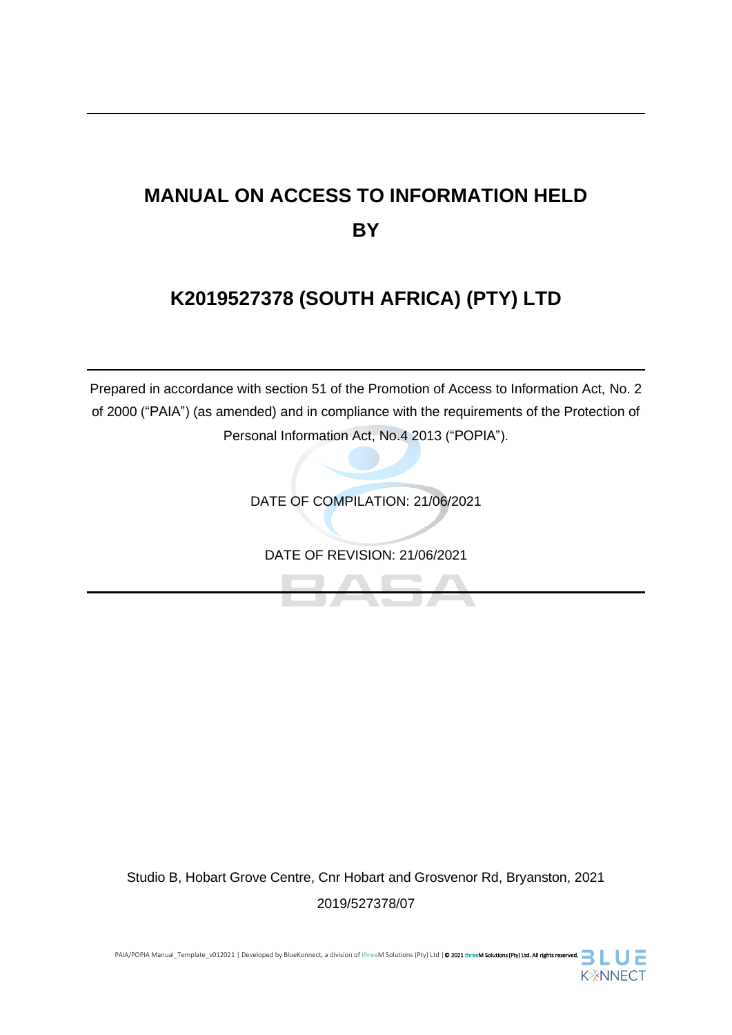# MANUAL ON ACCESS TO INFORMATION HELD BY

# K2019527378 (SOUTH AFRICA) (PTY) LTD

Prepared in accordance with section 51 of the Promotion of Access to Information Act, No. 2 of 2000 ("PAIA") (as amended) and in compliance with the requirements of the Protection of Personal Information Act, No.4 2013 ("POPIA").

DATE OF COMPILATION: 21/06/2021

DATE OF REVISION: 21/06/2021

Studio B, Hobart Grove Centre, Cnr Hobart and Grosvenor Rd, Bryanston, 2021

2019/527378/07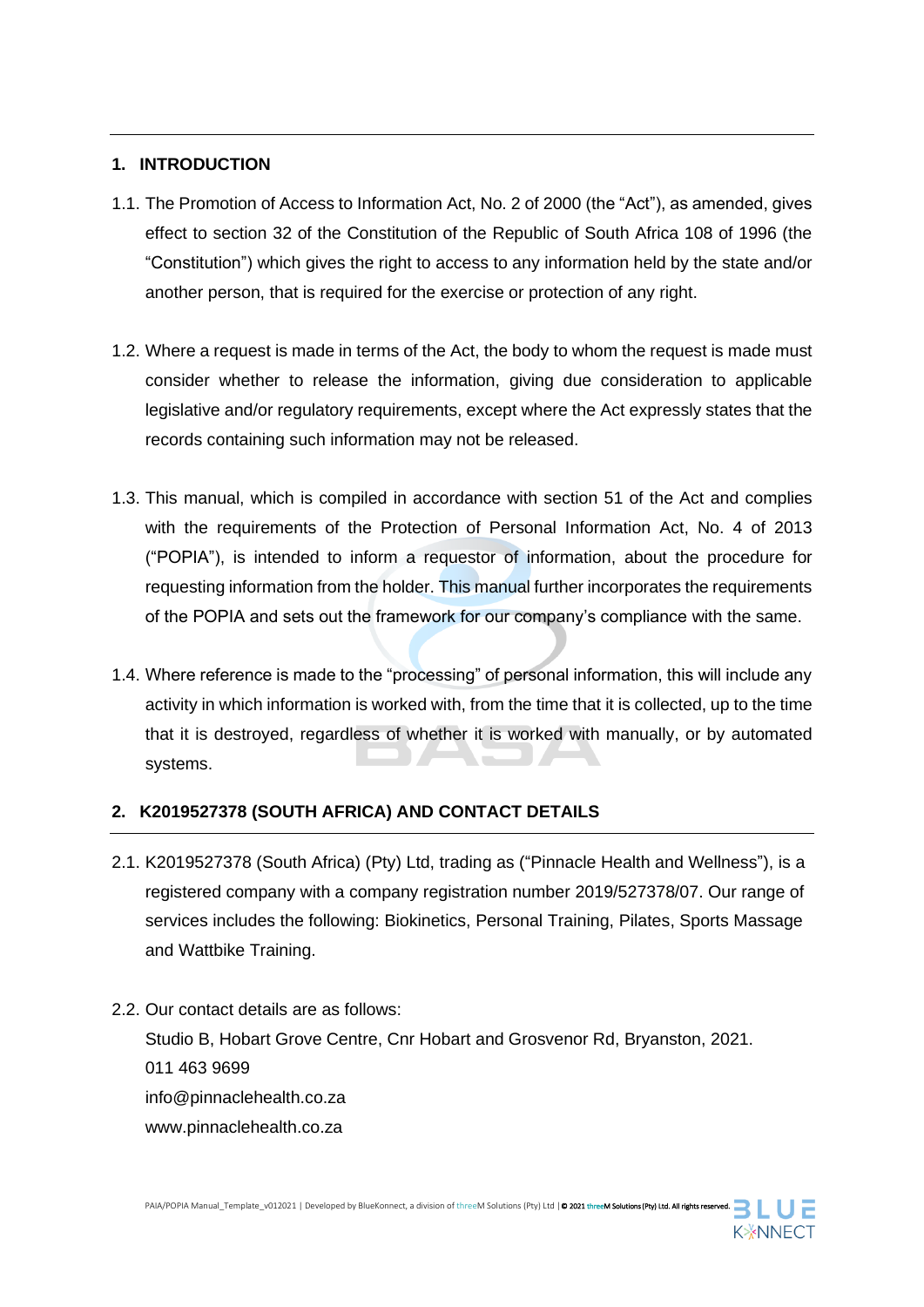## 1. INTRODUCTION

1.1. The Promotion of Access to Information Act, No. 2 of 2000 (the "Act"), as amended, gives effect to section 32 of the Constitution of the Republic of South Africa 108 of 1996 (the "Constitution") which gives the right to access to any information held by the state and/or another person, that is required for the exercise or protection of any right.

1.2. Where a request is made in terms of the Act, the body to whom the request is made must consider whether to release the information, giving due consideration to applicable legislative and/or regulatory requirements, except where the Act expressly states that the records containing such information may not be released.

1.3. This manual, which is compiled in accordance with section 51 of the Act and complies with the requirements of the Protection of Personal Information Act, No. 4 of 2013 ("POPIA"), is intended to inform a requestor of information, about the procedure for requesting information from the holder. This manual further incorporates the requirements of the POPIA and sets out the framework for our company's compliance with the same.

1.4. Where reference is made to the "processing" of personal information, this will include any activity in which information is worked with, from the time that it is collected, up to the time that it is destroyed, regardless of whether it is worked with manually, or by automated systems.

## 2. K2019527378 (SOUTH AFRICA) AND CONTACT DETAILS

2.1. K2019527378 (South Africa) (Pty) Ltd, trading as ("Pinnacle Health and Wellness"), is a registered company with a company registration number 2019/527378/07. Our range of services includes the following: Biokinetics, Personal Training, Pilates, Sports Massage and Wattbike Training.

2.2. Our contact details are as follows:

Studio B, Hobart Grove Centre, Cnr Hobart and Grosvenor Rd, Bryanston, 2021.
011 463 9699
info@pinnaclehealth.co.za
www.pinnaclehealth.co.za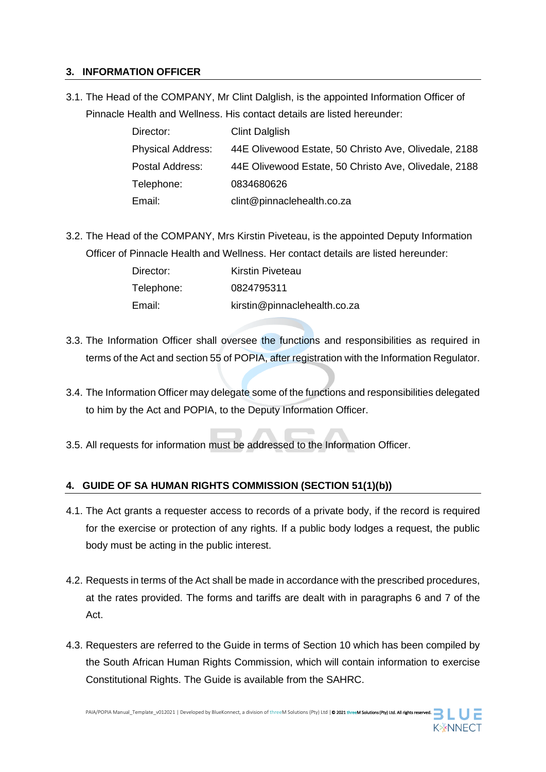## 3. INFORMATION OFFICER

3.1. The Head of the COMPANY, Mr Clint Dalglish, is the appointed Information Officer of Pinnacle Health and Wellness. His contact details are listed hereunder:

| | |
|---|---|
| Director: | Clint Dalglish |
| Physical Address: | 44E Olivewood Estate, 50 Christo Ave, Olivedale, 2188 |
| Postal Address: | 44E Olivewood Estate, 50 Christo Ave, Olivedale, 2188 |
| Telephone: | 0834680626 |
| Email: | clint@pinnaclehealth.co.za |

3.2. The Head of the COMPANY, Mrs Kirstin Piveteau, is the appointed Deputy Information Officer of Pinnacle Health and Wellness. Her contact details are listed hereunder:

| | |
|---|---|
| Director: | Kirstin Piveteau |
| Telephone: | 0824795311 |
| Email: | kirstin@pinnaclehealth.co.za |

3.3. The Information Officer shall oversee the functions and responsibilities as required in terms of the Act and section 55 of POPIA, after registration with the Information Regulator.

3.4. The Information Officer may delegate some of the functions and responsibilities delegated to him by the Act and POPIA, to the Deputy Information Officer.

3.5. All requests for information must be addressed to the Information Officer.

## 4. GUIDE OF SA HUMAN RIGHTS COMMISSION (SECTION 51(1)(b))

4.1. The Act grants a requester access to records of a private body, if the record is required for the exercise or protection of any rights. If a public body lodges a request, the public body must be acting in the public interest.

4.2. Requests in terms of the Act shall be made in accordance with the prescribed procedures, at the rates provided. The forms and tariffs are dealt with in paragraphs 6 and 7 of the Act.

4.3. Requesters are referred to the Guide in terms of Section 10 which has been compiled by the South African Human Rights Commission, which will contain information to exercise Constitutional Rights. The Guide is available from the SAHRC.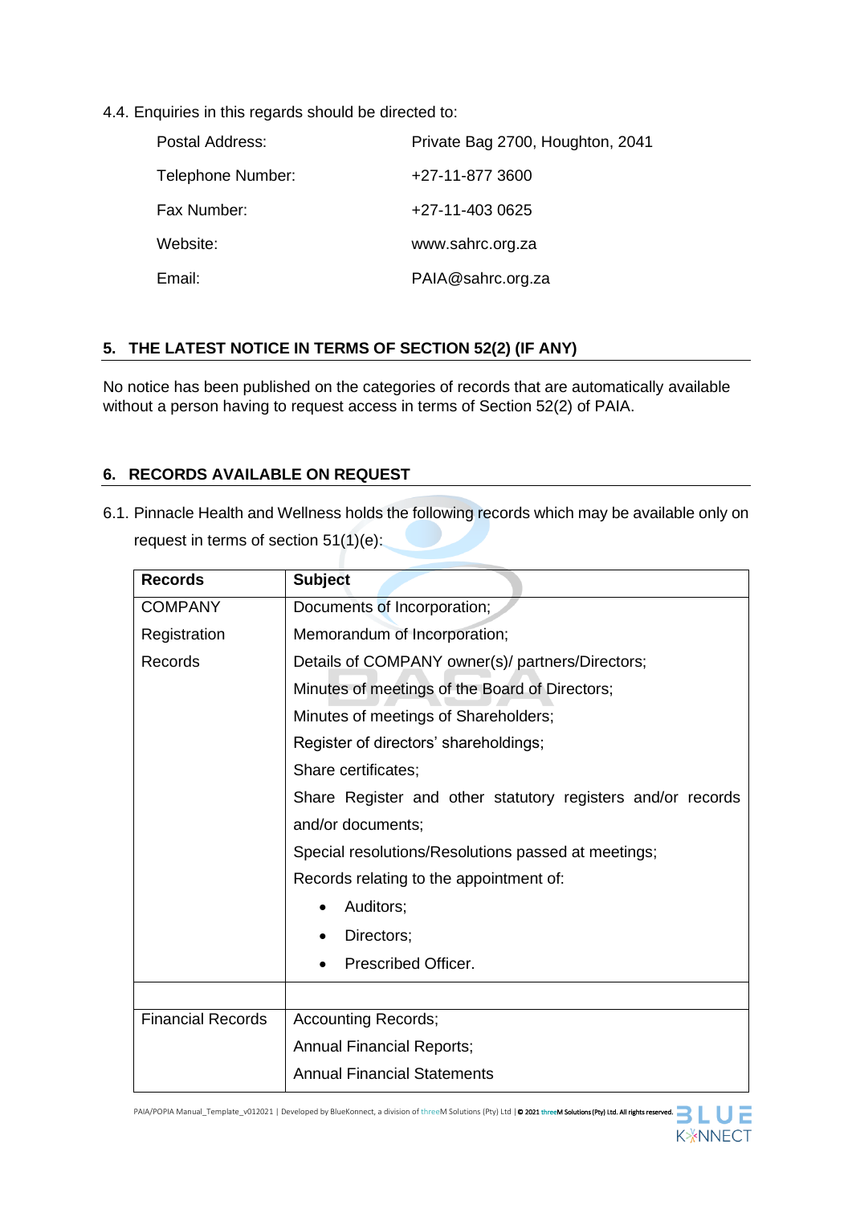4.4. Enquiries in this regards should be directed to:

| | |
|---|---|
| Postal Address: | Private Bag 2700, Houghton, 2041 |
| Telephone Number: | +27-11-877 3600 |
| Fax Number: | +27-11-403 0625 |
| Website: | www.sahrc.org.za |
| Email: | PAIA@sahrc.org.za |

## 5. THE LATEST NOTICE IN TERMS OF SECTION 52(2) (IF ANY)

No notice has been published on the categories of records that are automatically available without a person having to request access in terms of Section 52(2) of PAIA.

## 6. RECORDS AVAILABLE ON REQUEST

6.1. Pinnacle Health and Wellness holds the following records which may be available only on request in terms of section 51(1)(e):

| Records | Subject |
|---|---|
| COMPANY Registration Records | Documents of Incorporation;<br>Memorandum of Incorporation;<br>Details of COMPANY owner(s)/ partners/Directors;<br>Minutes of meetings of the Board of Directors;<br>Minutes of meetings of Shareholders;<br>Register of directors' shareholdings;<br>Share certificates;<br>Share Register and other statutory registers and/or records and/or documents;<br>Special resolutions/Resolutions passed at meetings;<br>Records relating to the appointment of:<br>• Auditors;<br>• Directors;<br>• Prescribed Officer. |
| | |
| Financial Records | Accounting Records;<br>Annual Financial Reports;<br>Annual Financial Statements |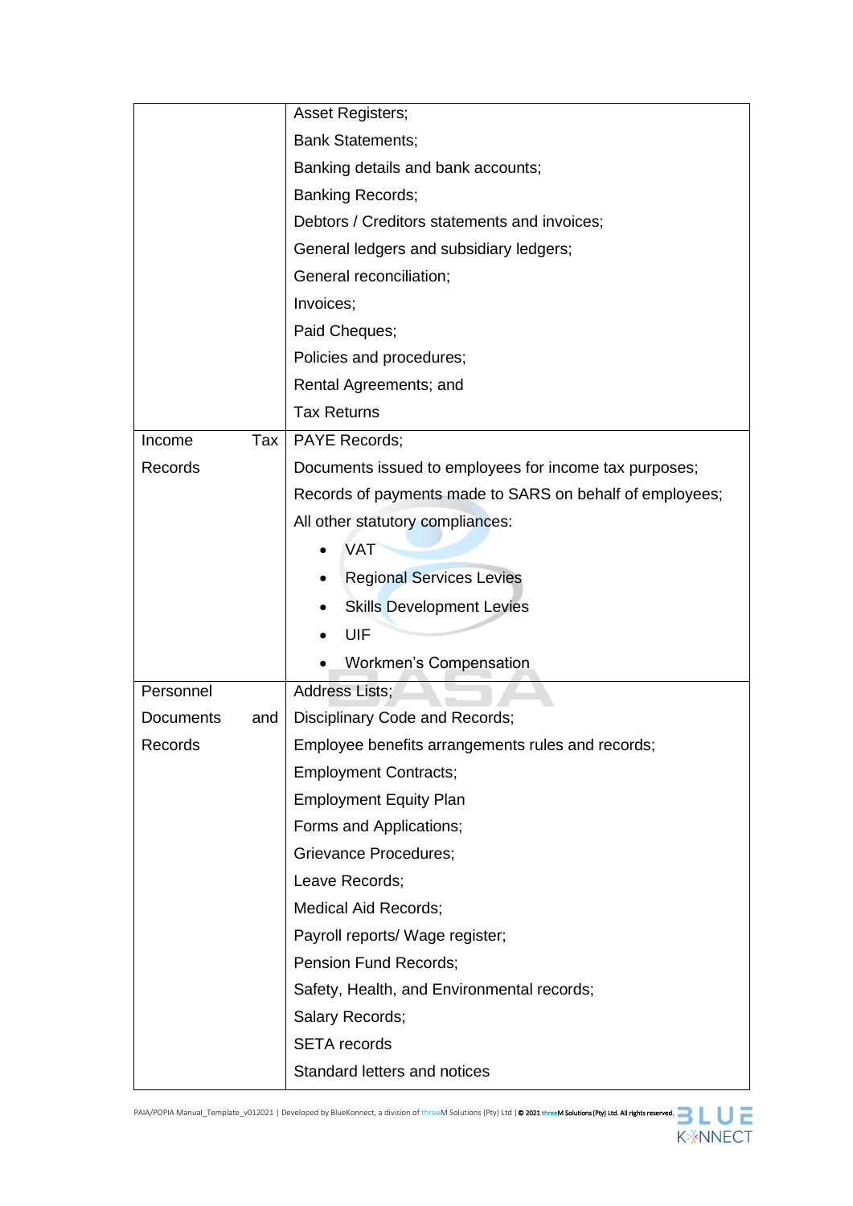| | |
|---|---|
| | Asset Registers;<br>Bank Statements;<br>Banking details and bank accounts;<br>Banking Records;<br>Debtors / Creditors statements and invoices;<br>General ledgers and subsidiary ledgers;<br>General reconciliation;<br>Invoices;<br>Paid Cheques;<br>Policies and procedures;<br>Rental Agreements; and<br>Tax Returns |
| Income Tax Records | PAYE Records;<br>Documents issued to employees for income tax purposes;<br>Records of payments made to SARS on behalf of employees;<br>All other statutory compliances:<br>• VAT<br>• Regional Services Levies<br>• Skills Development Levies<br>• UIF<br>• Workmen's Compensation |
| Personnel Documents and Records | Address Lists;<br>Disciplinary Code and Records;<br>Employee benefits arrangements rules and records;<br>Employment Contracts;<br>Employment Equity Plan<br>Forms and Applications;<br>Grievance Procedures;<br>Leave Records;<br>Medical Aid Records;<br>Payroll reports/ Wage register;<br>Pension Fund Records;<br>Safety, Health, and Environmental records;<br>Salary Records;<br>SETA records<br>Standard letters and notices |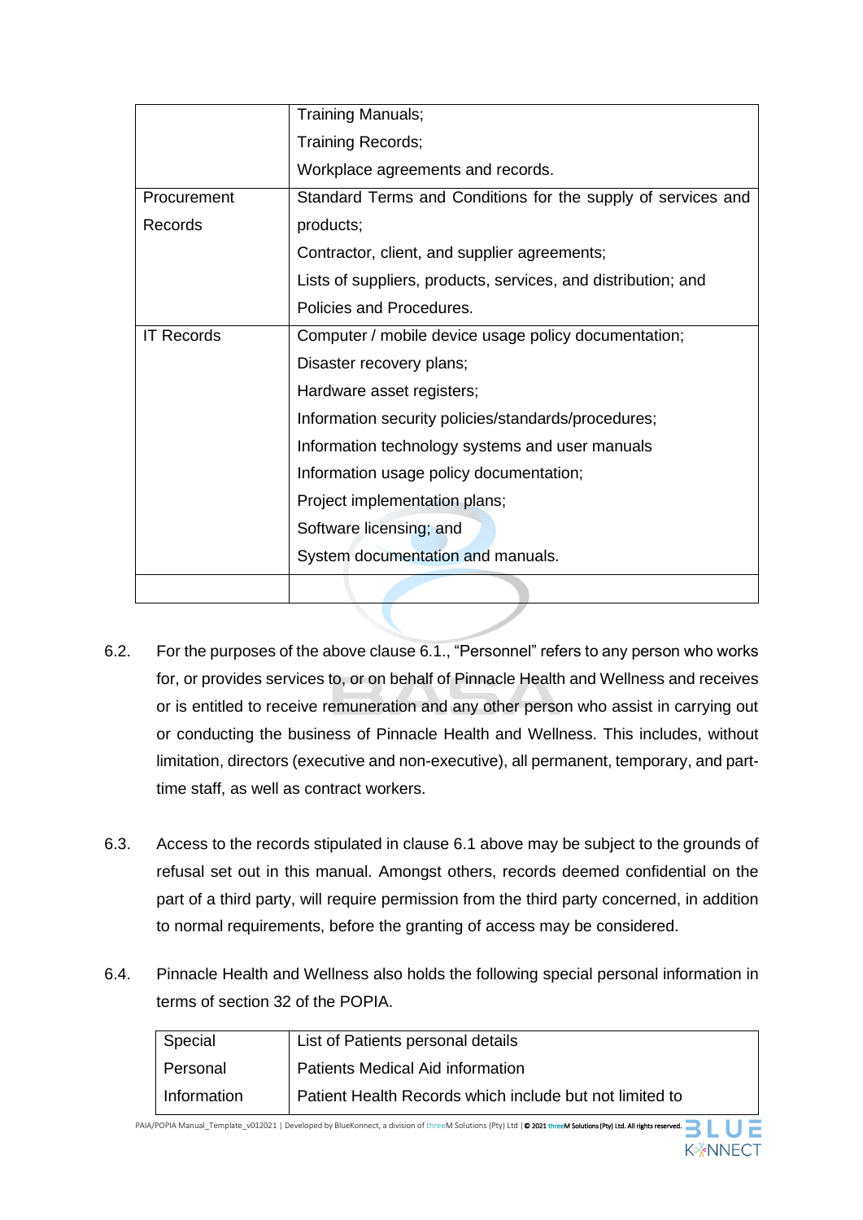| | |
|---|---|
| | Training Manuals;<br>Training Records;<br>Workplace agreements and records. |
| Procurement Records | Standard Terms and Conditions for the supply of services and products;<br>Contractor, client, and supplier agreements;<br>Lists of suppliers, products, services, and distribution; and<br>Policies and Procedures. |
| IT Records | Computer / mobile device usage policy documentation;<br>Disaster recovery plans;<br>Hardware asset registers;<br>Information security policies/standards/procedures;<br>Information technology systems and user manuals<br>Information usage policy documentation;<br>Project implementation plans;<br>Software licensing; and<br>System documentation and manuals. |
| | |

6.2. For the purposes of the above clause 6.1., "Personnel" refers to any person who works for, or provides services to, or on behalf of Pinnacle Health and Wellness and receives or is entitled to receive remuneration and any other person who assist in carrying out or conducting the business of Pinnacle Health and Wellness. This includes, without limitation, directors (executive and non-executive), all permanent, temporary, and part-time staff, as well as contract workers.

6.3. Access to the records stipulated in clause 6.1 above may be subject to the grounds of refusal set out in this manual. Amongst others, records deemed confidential on the part of a third party, will require permission from the third party concerned, in addition to normal requirements, before the granting of access may be considered.

6.4. Pinnacle Health and Wellness also holds the following special personal information in terms of section 32 of the POPIA.

| | |
|---|---|
| Special Personal Information | List of Patients personal details<br>Patients Medical Aid information<br>Patient Health Records which include but not limited to |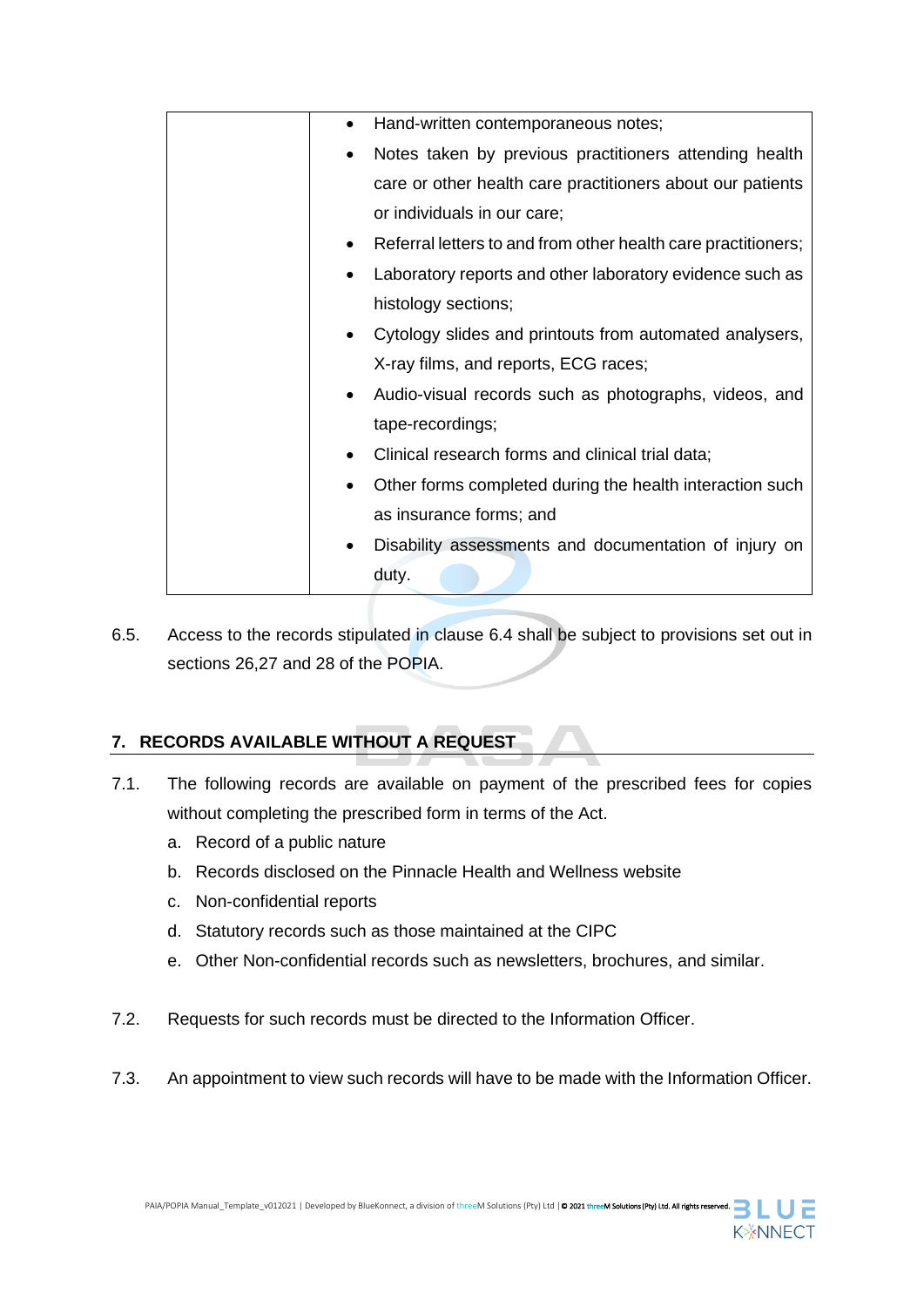| | • Hand-written contemporaneous notes;<br>• Notes taken by previous practitioners attending health care or other health care practitioners about our patients or individuals in our care;<br>• Referral letters to and from other health care practitioners;<br>• Laboratory reports and other laboratory evidence such as histology sections;<br>• Cytology slides and printouts from automated analysers, X-ray films, and reports, ECG races;<br>• Audio-visual records such as photographs, videos, and tape-recordings;<br>• Clinical research forms and clinical trial data;<br>• Other forms completed during the health interaction such as insurance forms; and<br>• Disability assessments and documentation of injury on duty. |
|---|---|

6.5. Access to the records stipulated in clause 6.4 shall be subject to provisions set out in sections 26,27 and 28 of the POPIA.

## 7. RECORDS AVAILABLE WITHOUT A REQUEST

7.1. The following records are available on payment of the prescribed fees for copies without completing the prescribed form in terms of the Act.

a. Record of a public nature
b. Records disclosed on the Pinnacle Health and Wellness website
c. Non-confidential reports
d. Statutory records such as those maintained at the CIPC
e. Other Non-confidential records such as newsletters, brochures, and similar.

7.2. Requests for such records must be directed to the Information Officer.

7.3. An appointment to view such records will have to be made with the Information Officer.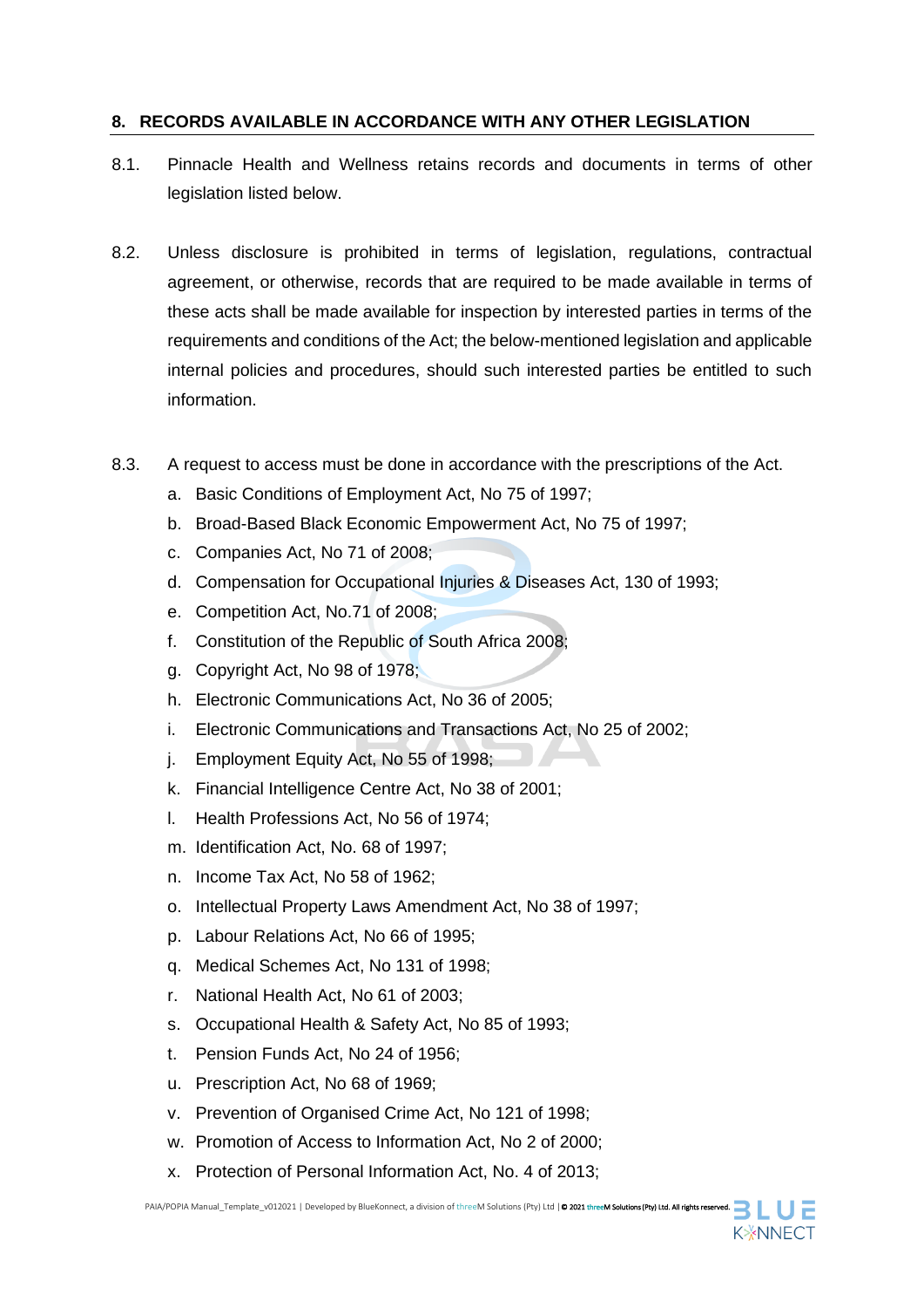## 8. RECORDS AVAILABLE IN ACCORDANCE WITH ANY OTHER LEGISLATION

8.1. Pinnacle Health and Wellness retains records and documents in terms of other legislation listed below.

8.2. Unless disclosure is prohibited in terms of legislation, regulations, contractual agreement, or otherwise, records that are required to be made available in terms of these acts shall be made available for inspection by interested parties in terms of the requirements and conditions of the Act; the below-mentioned legislation and applicable internal policies and procedures, should such interested parties be entitled to such information.

8.3. A request to access must be done in accordance with the prescriptions of the Act.

a. Basic Conditions of Employment Act, No 75 of 1997;
b. Broad-Based Black Economic Empowerment Act, No 75 of 1997;
c. Companies Act, No 71 of 2008;
d. Compensation for Occupational Injuries & Diseases Act, 130 of 1993;
e. Competition Act, No.71 of 2008;
f. Constitution of the Republic of South Africa 2008;
g. Copyright Act, No 98 of 1978;
h. Electronic Communications Act, No 36 of 2005;
i. Electronic Communications and Transactions Act, No 25 of 2002;
j. Employment Equity Act, No 55 of 1998;
k. Financial Intelligence Centre Act, No 38 of 2001;
l. Health Professions Act, No 56 of 1974;
m. Identification Act, No. 68 of 1997;
n. Income Tax Act, No 58 of 1962;
o. Intellectual Property Laws Amendment Act, No 38 of 1997;
p. Labour Relations Act, No 66 of 1995;
q. Medical Schemes Act, No 131 of 1998;
r. National Health Act, No 61 of 2003;
s. Occupational Health & Safety Act, No 85 of 1993;
t. Pension Funds Act, No 24 of 1956;
u. Prescription Act, No 68 of 1969;
v. Prevention of Organised Crime Act, No 121 of 1998;
w. Promotion of Access to Information Act, No 2 of 2000;
x. Protection of Personal Information Act, No. 4 of 2013;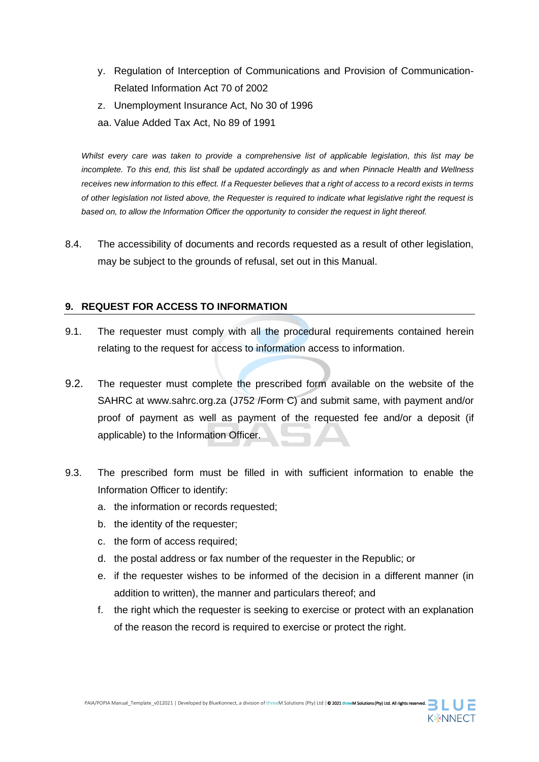y. Regulation of Interception of Communications and Provision of Communication-Related Information Act 70 of 2002
z. Unemployment Insurance Act, No 30 of 1996
aa. Value Added Tax Act, No 89 of 1991

*Whilst every care was taken to provide a comprehensive list of applicable legislation, this list may be incomplete. To this end, this list shall be updated accordingly as and when Pinnacle Health and Wellness receives new information to this effect. If a Requester believes that a right of access to a record exists in terms of other legislation not listed above, the Requester is required to indicate what legislative right the request is based on, to allow the Information Officer the opportunity to consider the request in light thereof.*

8.4. The accessibility of documents and records requested as a result of other legislation, may be subject to the grounds of refusal, set out in this Manual.

## 9. REQUEST FOR ACCESS TO INFORMATION

9.1. The requester must comply with all the procedural requirements contained herein relating to the request for access to information access to information.

9.2. The requester must complete the prescribed form available on the website of the SAHRC at www.sahrc.org.za (J752 /Form C) and submit same, with payment and/or proof of payment as well as payment of the requested fee and/or a deposit (if applicable) to the Information Officer.

9.3. The prescribed form must be filled in with sufficient information to enable the Information Officer to identify:

a. the information or records requested;
b. the identity of the requester;
c. the form of access required;
d. the postal address or fax number of the requester in the Republic; or
e. if the requester wishes to be informed of the decision in a different manner (in addition to written), the manner and particulars thereof; and
f. the right which the requester is seeking to exercise or protect with an explanation of the reason the record is required to exercise or protect the right.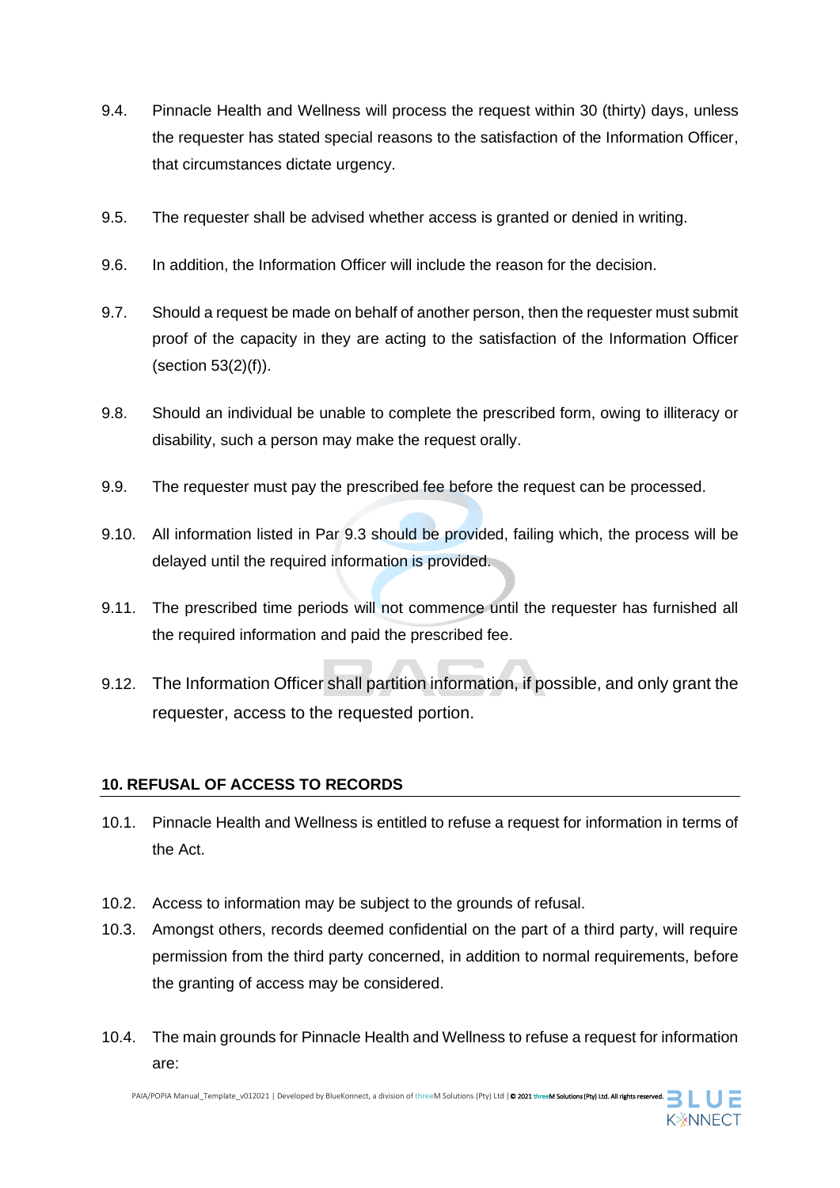9.4. Pinnacle Health and Wellness will process the request within 30 (thirty) days, unless the requester has stated special reasons to the satisfaction of the Information Officer, that circumstances dictate urgency.

9.5. The requester shall be advised whether access is granted or denied in writing.

9.6. In addition, the Information Officer will include the reason for the decision.

9.7. Should a request be made on behalf of another person, then the requester must submit proof of the capacity in they are acting to the satisfaction of the Information Officer (section 53(2)(f)).

9.8. Should an individual be unable to complete the prescribed form, owing to illiteracy or disability, such a person may make the request orally.

9.9. The requester must pay the prescribed fee before the request can be processed.

9.10. All information listed in Par 9.3 should be provided, failing which, the process will be delayed until the required information is provided.

9.11. The prescribed time periods will not commence until the requester has furnished all the required information and paid the prescribed fee.

9.12. The Information Officer shall partition information, if possible, and only grant the requester, access to the requested portion.

## 10. REFUSAL OF ACCESS TO RECORDS

10.1. Pinnacle Health and Wellness is entitled to refuse a request for information in terms of the Act.

10.2. Access to information may be subject to the grounds of refusal.

10.3. Amongst others, records deemed confidential on the part of a third party, will require permission from the third party concerned, in addition to normal requirements, before the granting of access may be considered.

10.4. The main grounds for Pinnacle Health and Wellness to refuse a request for information are: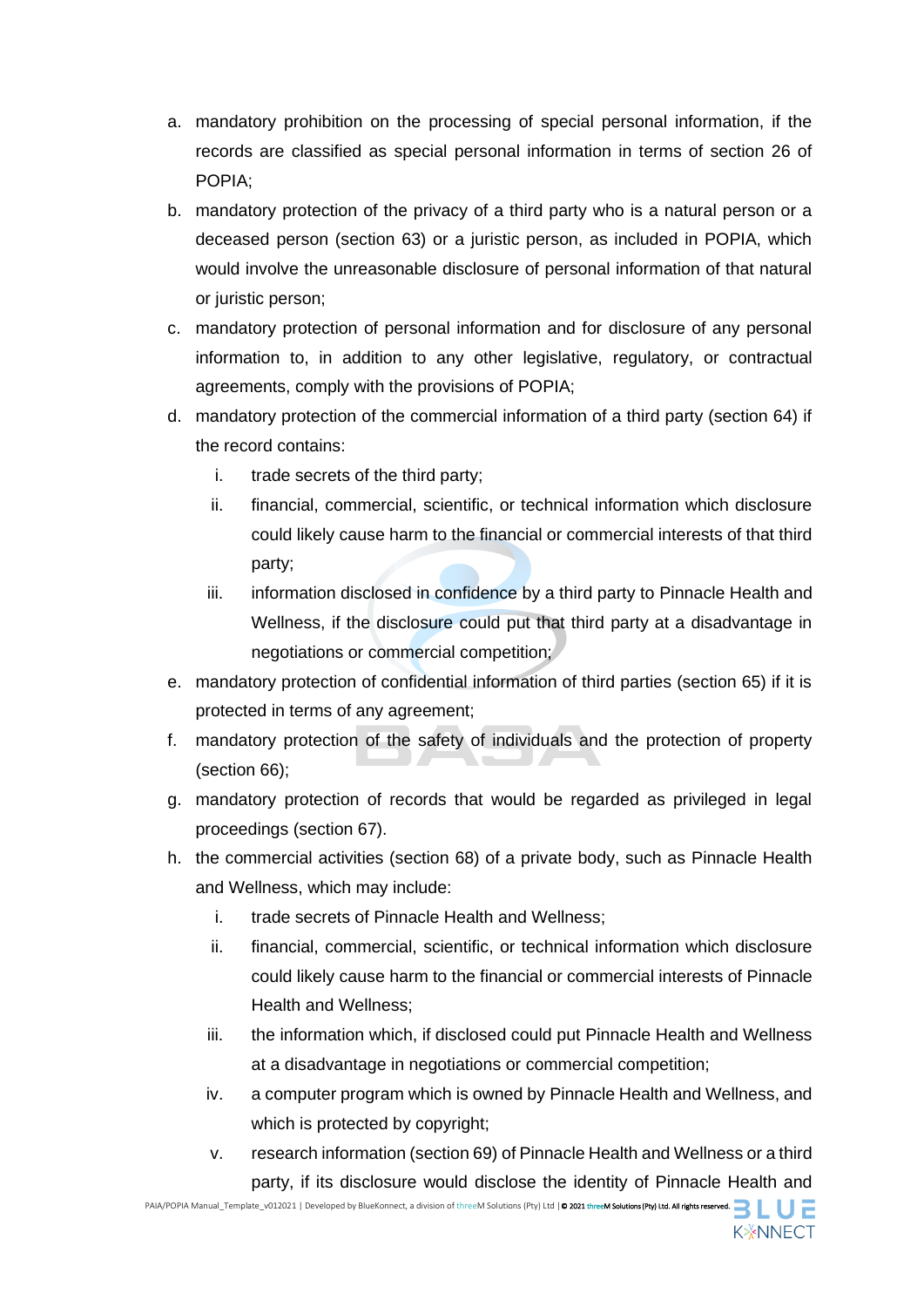a. mandatory prohibition on the processing of special personal information, if the records are classified as special personal information in terms of section 26 of POPIA;
b. mandatory protection of the privacy of a third party who is a natural person or a deceased person (section 63) or a juristic person, as included in POPIA, which would involve the unreasonable disclosure of personal information of that natural or juristic person;
c. mandatory protection of personal information and for disclosure of any personal information to, in addition to any other legislative, regulatory, or contractual agreements, comply with the provisions of POPIA;
d. mandatory protection of the commercial information of a third party (section 64) if the record contains:
    i. trade secrets of the third party;
    ii. financial, commercial, scientific, or technical information which disclosure could likely cause harm to the financial or commercial interests of that third party;
    iii. information disclosed in confidence by a third party to Pinnacle Health and Wellness, if the disclosure could put that third party at a disadvantage in negotiations or commercial competition;
e. mandatory protection of confidential information of third parties (section 65) if it is protected in terms of any agreement;
f. mandatory protection of the safety of individuals and the protection of property (section 66);
g. mandatory protection of records that would be regarded as privileged in legal proceedings (section 67).
h. the commercial activities (section 68) of a private body, such as Pinnacle Health and Wellness, which may include:
    i. trade secrets of Pinnacle Health and Wellness;
    ii. financial, commercial, scientific, or technical information which disclosure could likely cause harm to the financial or commercial interests of Pinnacle Health and Wellness;
    iii. the information which, if disclosed could put Pinnacle Health and Wellness at a disadvantage in negotiations or commercial competition;
    iv. a computer program which is owned by Pinnacle Health and Wellness, and which is protected by copyright;
    v. research information (section 69) of Pinnacle Health and Wellness or a third party, if its disclosure would disclose the identity of Pinnacle Health and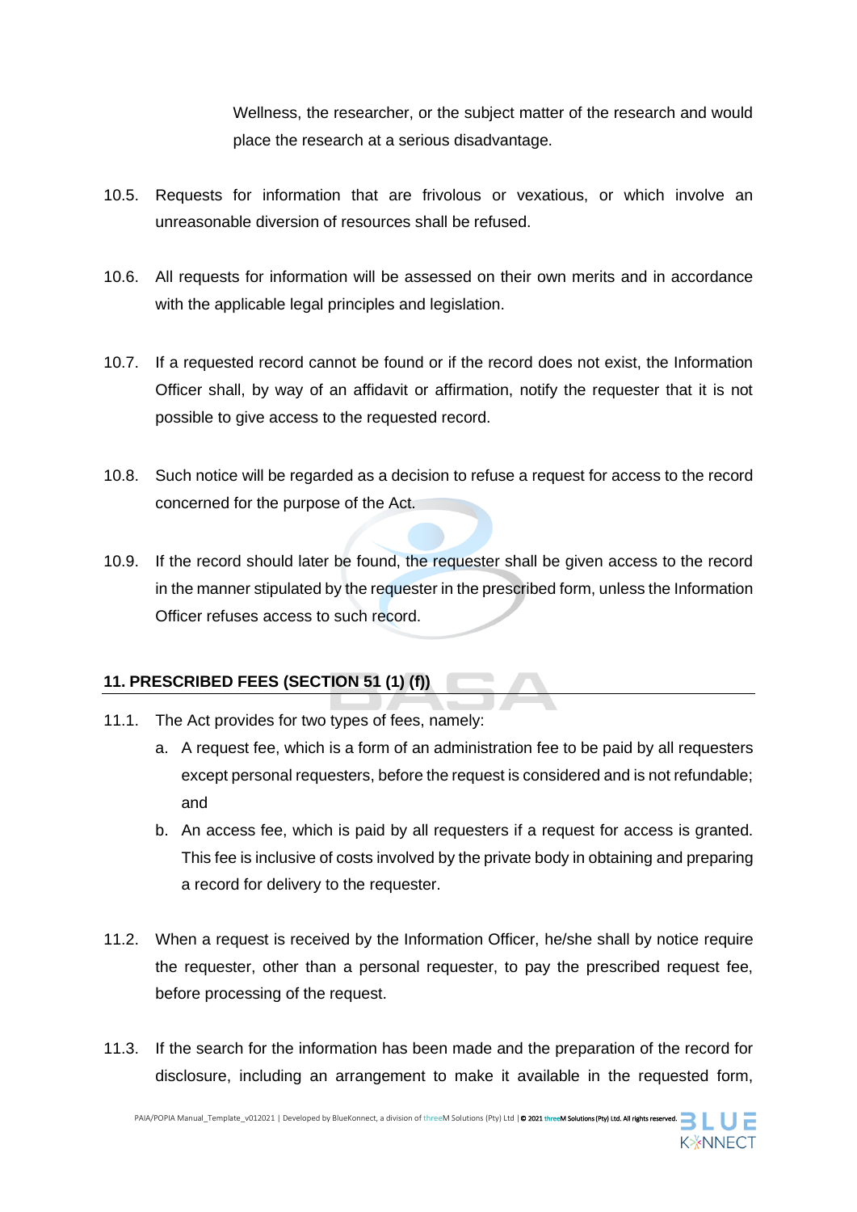Wellness, the researcher, or the subject matter of the research and would place the research at a serious disadvantage.

10.5. Requests for information that are frivolous or vexatious, or which involve an unreasonable diversion of resources shall be refused.

10.6. All requests for information will be assessed on their own merits and in accordance with the applicable legal principles and legislation.

10.7. If a requested record cannot be found or if the record does not exist, the Information Officer shall, by way of an affidavit or affirmation, notify the requester that it is not possible to give access to the requested record.

10.8. Such notice will be regarded as a decision to refuse a request for access to the record concerned for the purpose of the Act.

10.9. If the record should later be found, the requester shall be given access to the record in the manner stipulated by the requester in the prescribed form, unless the Information Officer refuses access to such record.

## 11. PRESCRIBED FEES (SECTION 51 (1) (f))

11.1. The Act provides for two types of fees, namely:

a. A request fee, which is a form of an administration fee to be paid by all requesters except personal requesters, before the request is considered and is not refundable; and

b. An access fee, which is paid by all requesters if a request for access is granted. This fee is inclusive of costs involved by the private body in obtaining and preparing a record for delivery to the requester.

11.2. When a request is received by the Information Officer, he/she shall by notice require the requester, other than a personal requester, to pay the prescribed request fee, before processing of the request.

11.3. If the search for the information has been made and the preparation of the record for disclosure, including an arrangement to make it available in the requested form,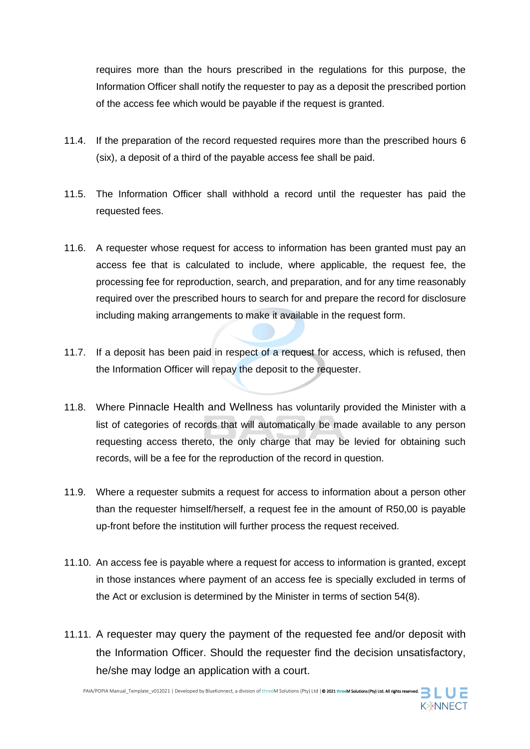requires more than the hours prescribed in the regulations for this purpose, the Information Officer shall notify the requester to pay as a deposit the prescribed portion of the access fee which would be payable if the request is granted.

11.4. If the preparation of the record requested requires more than the prescribed hours 6 (six), a deposit of a third of the payable access fee shall be paid.

11.5. The Information Officer shall withhold a record until the requester has paid the requested fees.

11.6. A requester whose request for access to information has been granted must pay an access fee that is calculated to include, where applicable, the request fee, the processing fee for reproduction, search, and preparation, and for any time reasonably required over the prescribed hours to search for and prepare the record for disclosure including making arrangements to make it available in the request form.

11.7. If a deposit has been paid in respect of a request for access, which is refused, then the Information Officer will repay the deposit to the requester.

11.8. Where Pinnacle Health and Wellness has voluntarily provided the Minister with a list of categories of records that will automatically be made available to any person requesting access thereto, the only charge that may be levied for obtaining such records, will be a fee for the reproduction of the record in question.

11.9. Where a requester submits a request for access to information about a person other than the requester himself/herself, a request fee in the amount of R50,00 is payable up-front before the institution will further process the request received.

11.10. An access fee is payable where a request for access to information is granted, except in those instances where payment of an access fee is specially excluded in terms of the Act or exclusion is determined by the Minister in terms of section 54(8).

11.11. A requester may query the payment of the requested fee and/or deposit with the Information Officer. Should the requester find the decision unsatisfactory, he/she may lodge an application with a court.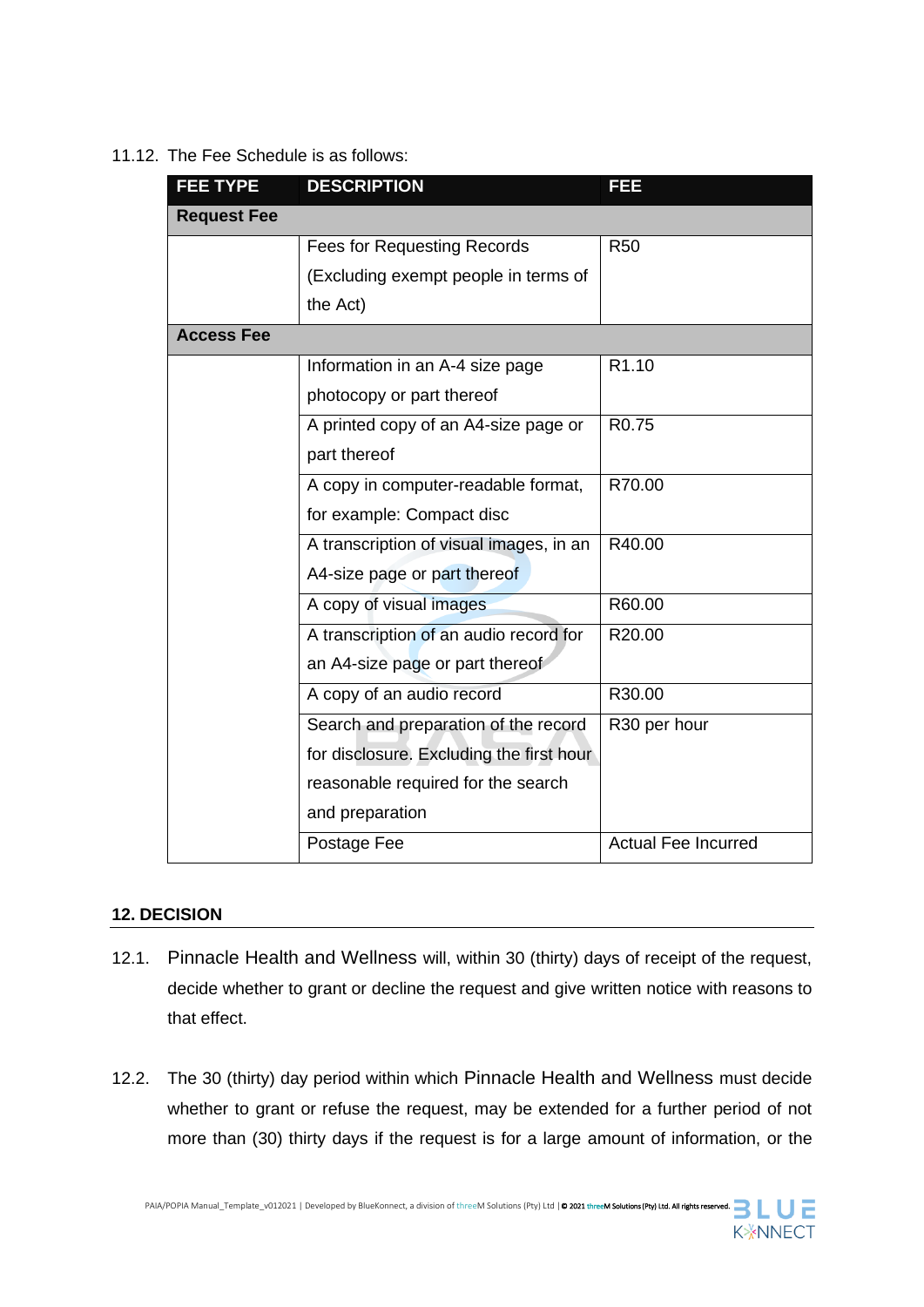11.12. The Fee Schedule is as follows:

| FEE TYPE | DESCRIPTION | FEE |
| --- | --- | --- |
| **Request Fee** | | |
| | Fees for Requesting Records (Excluding exempt people in terms of the Act) | R50 |
| **Access Fee** | | |
| | Information in an A-4 size page photocopy or part thereof | R1.10 |
| | A printed copy of an A4-size page or part thereof | R0.75 |
| | A copy in computer-readable format, for example: Compact disc | R70.00 |
| | A transcription of visual images, in an A4-size page or part thereof | R40.00 |
| | A copy of visual images | R60.00 |
| | A transcription of an audio record for an A4-size page or part thereof | R20.00 |
| | A copy of an audio record | R30.00 |
| | Search and preparation of the record for disclosure. Excluding the first hour reasonable required for the search and preparation | R30 per hour |
| | Postage Fee | Actual Fee Incurred |

## 12. DECISION

12.1. Pinnacle Health and Wellness will, within 30 (thirty) days of receipt of the request, decide whether to grant or decline the request and give written notice with reasons to that effect.

12.2. The 30 (thirty) day period within which Pinnacle Health and Wellness must decide whether to grant or refuse the request, may be extended for a further period of not more than (30) thirty days if the request is for a large amount of information, or the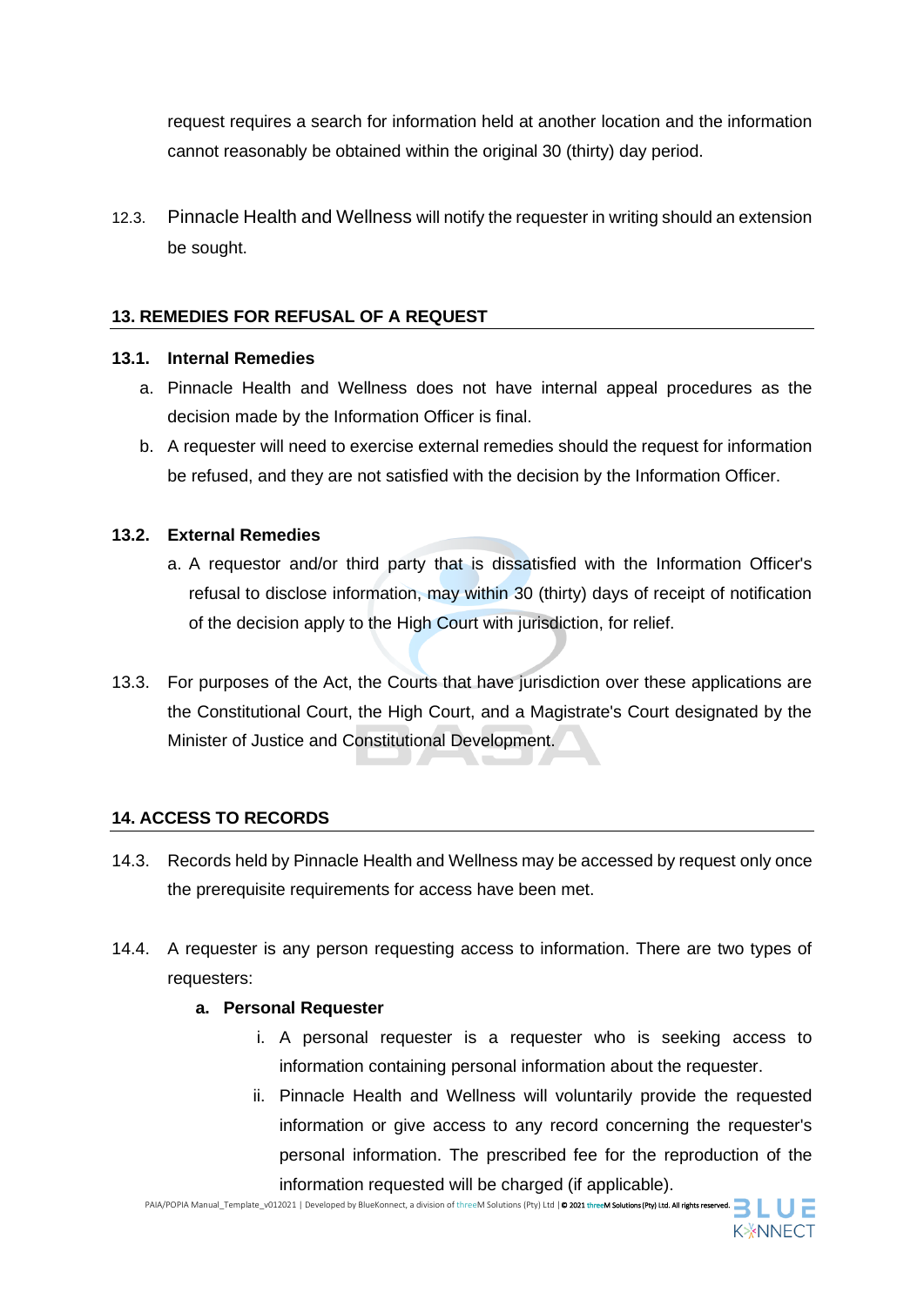request requires a search for information held at another location and the information cannot reasonably be obtained within the original 30 (thirty) day period.

12.3. Pinnacle Health and Wellness will notify the requester in writing should an extension be sought.

## 13. REMEDIES FOR REFUSAL OF A REQUEST

### 13.1. Internal Remedies

a. Pinnacle Health and Wellness does not have internal appeal procedures as the decision made by the Information Officer is final.

b. A requester will need to exercise external remedies should the request for information be refused, and they are not satisfied with the decision by the Information Officer.

### 13.2. External Remedies

a. A requestor and/or third party that is dissatisfied with the Information Officer's refusal to disclose information, may within 30 (thirty) days of receipt of notification of the decision apply to the High Court with jurisdiction, for relief.

13.3. For purposes of the Act, the Courts that have jurisdiction over these applications are the Constitutional Court, the High Court, and a Magistrate's Court designated by the Minister of Justice and Constitutional Development.

## 14. ACCESS TO RECORDS

14.3. Records held by Pinnacle Health and Wellness may be accessed by request only once the prerequisite requirements for access have been met.

14.4. A requester is any person requesting access to information. There are two types of requesters:

**a. Personal Requester**

i. A personal requester is a requester who is seeking access to information containing personal information about the requester.

ii. Pinnacle Health and Wellness will voluntarily provide the requested information or give access to any record concerning the requester's personal information. The prescribed fee for the reproduction of the information requested will be charged (if applicable).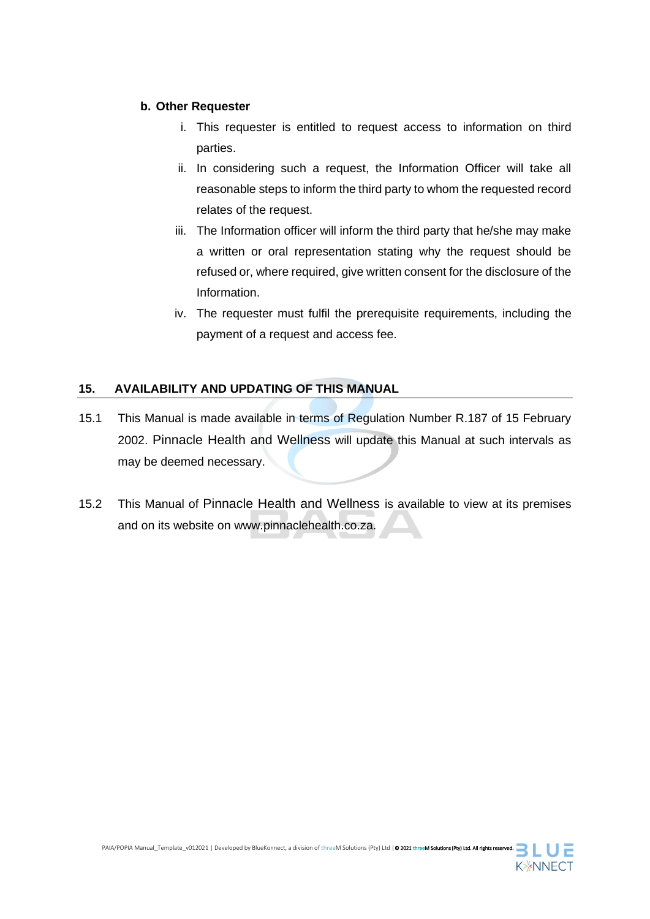**b. Other Requester**

i. This requester is entitled to request access to information on third parties.

ii. In considering such a request, the Information Officer will take all reasonable steps to inform the third party to whom the requested record relates of the request.

iii. The Information officer will inform the third party that he/she may make a written or oral representation stating why the request should be refused or, where required, give written consent for the disclosure of the Information.

iv. The requester must fulfil the prerequisite requirements, including the payment of a request and access fee.

## 15. AVAILABILITY AND UPDATING OF THIS MANUAL

15.1 This Manual is made available in terms of Regulation Number R.187 of 15 February 2002. Pinnacle Health and Wellness will update this Manual at such intervals as may be deemed necessary.

15.2 This Manual of Pinnacle Health and Wellness is available to view at its premises and on its website on www.pinnaclehealth.co.za.